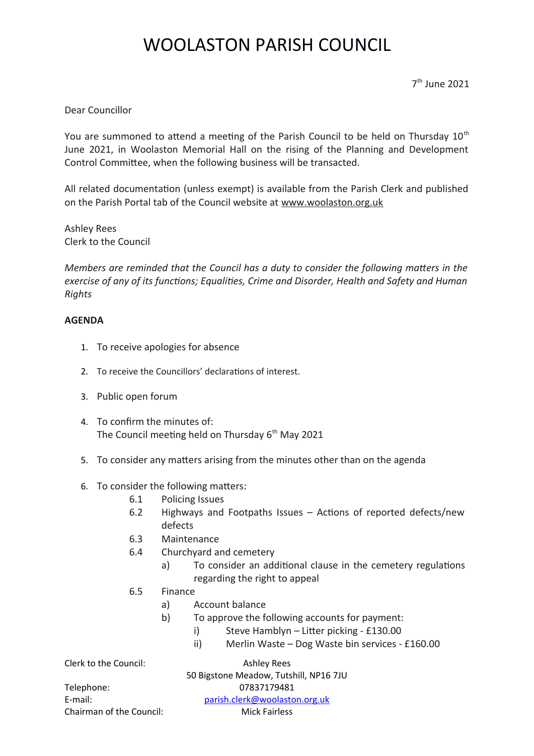# WOOLASTON PARISH COUNCIL

7th June 2021

Dear Councillor

You are summoned to attend a meeting of the Parish Council to be held on Thursday 10th June 2021, in Woolaston Memorial Hall on the rising of the Planning and Development Control Committee, when the following business will be transacted.

All related documentation (unless exempt) is available from the Parish Clerk and published on the Parish Portal tab of the Council website at www.woolaston.org.uk

Ashley Rees
Clerk to the Council

*Members are reminded that the Council has a duty to consider the following matters in the exercise of any of its functions; Equalities, Crime and Disorder, Health and Safety and Human Rights*

**AGENDA**

1. To receive apologies for absence
2. To receive the Councillors' declarations of interest.
3. Public open forum
4. To confirm the minutes of:
   The Council meeting held on Thursday 6th May 2021
5. To consider any matters arising from the minutes other than on the agenda
6. To consider the following matters:
   - 6.1 Policing Issues
   - 6.2 Highways and Footpaths Issues – Actions of reported defects/new defects
   - 6.3 Maintenance
   - 6.4 Churchyard and cemetery
     - a) To consider an additional clause in the cemetery regulations regarding the right to appeal
   - 6.5 Finance
     - a) Account balance
     - b) To approve the following accounts for payment:
       - i) Steve Hamblyn – Litter picking - £130.00
       - ii) Merlin Waste – Dog Waste bin services - £160.00

Clerk to the Council: Ashley Rees
50 Bigstone Meadow, Tutshill, NP16 7JU
Telephone: 07837179481
E-mail: parish.clerk@woolaston.org.uk
Chairman of the Council: Mick Fairless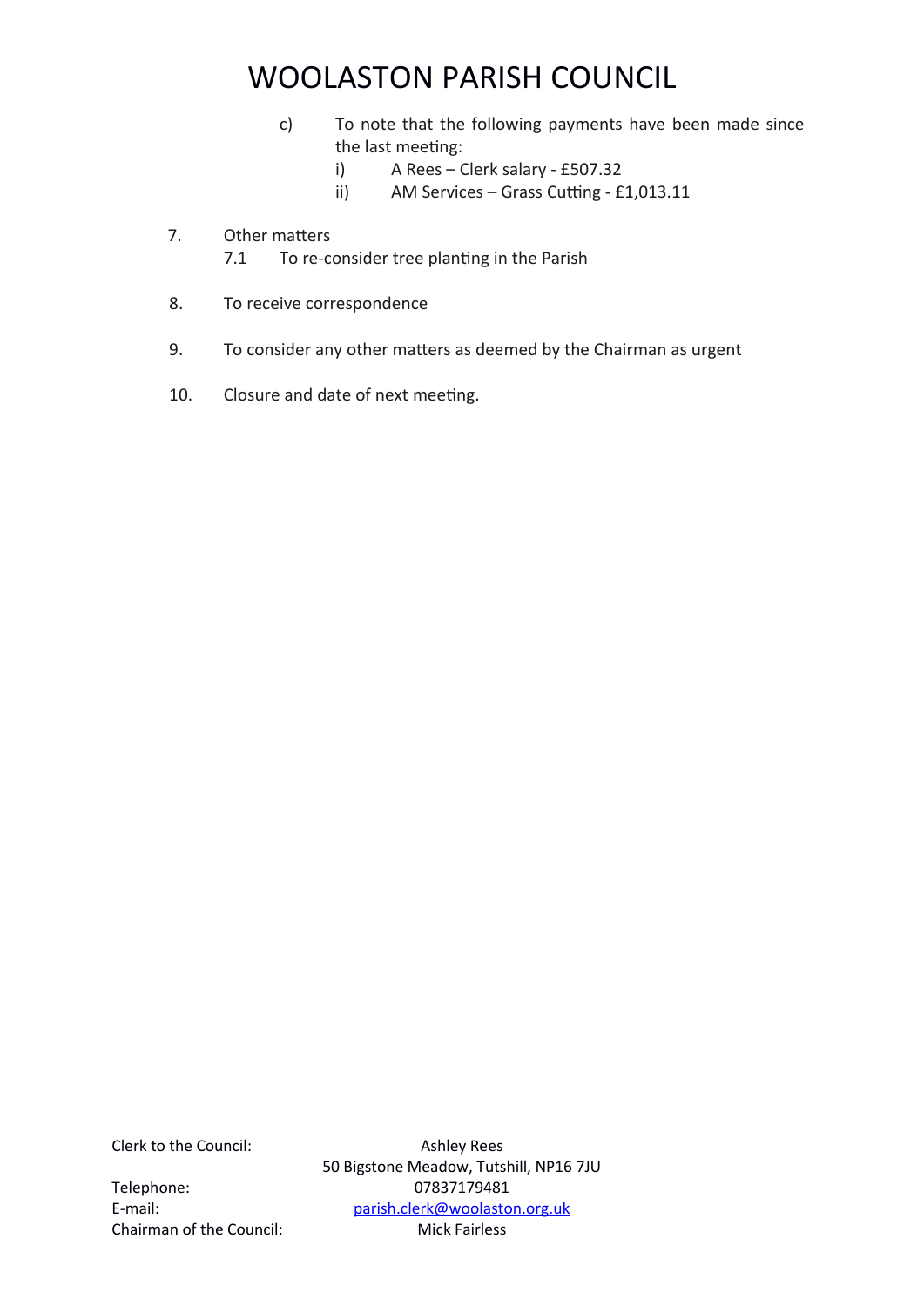# WOOLASTON PARISH COUNCIL

c) To note that the following payments have been made since the last meeting:

   i) A Rees – Clerk salary - £507.32

   ii) AM Services – Grass Cutting - £1,013.11

7. Other matters

   7.1 To re-consider tree planting in the Parish

8. To receive correspondence

9. To consider any other matters as deemed by the Chairman as urgent

10. Closure and date of next meeting.

| | |
|---|---|
| Clerk to the Council: | Ashley Rees |
| | 50 Bigstone Meadow, Tutshill, NP16 7JU |
| Telephone: | 07837179481 |
| E-mail: | parish.clerk@woolaston.org.uk |
| Chairman of the Council: | Mick Fairless |